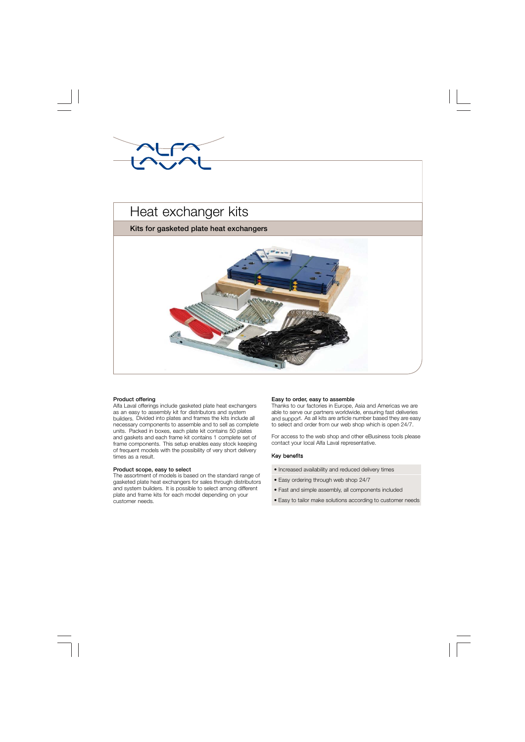# Heat exchanger kits

## Kits for gasketed plate heat exchangers

### Product offering

Alfa Laval offerings include gasketed plate heat exchangers as an easy to assembly kit for distributors and system builders. Divided into plates and frames the kits include all necessary components to assemble and to sell as complete units. Packed in boxes, each plate kit contains 50 plates and gaskets and each frame kit contains 1 complete set of frame components. This setup enables easy stock keeping of frequent models with the possibility of very short delivery times as a result.

### Product scope, easy to select

The assortment of models is based on the standard range of gasketed plate heat exchangers for sales through distributors and system builders. It is possible to select among different plate and frame kits for each model depending on your customer needs.

### Easy to order, easy to assemble

Thanks to our factories in Europe, Asia and Americas we are able to serve our partners worldwide, ensuring fast deliveries and support. As all kits are article number based they are easy to select and order from our web shop which is open 24/7.

For access to the web shop and other eBusiness tools please contact your local Alfa Laval representative.

### Key benefits

- Increased availability and reduced delivery times
- Easy ordering through web shop 24/7
- Fast and simple assembly, all components included
- Easy to tailor make solutions according to customer needs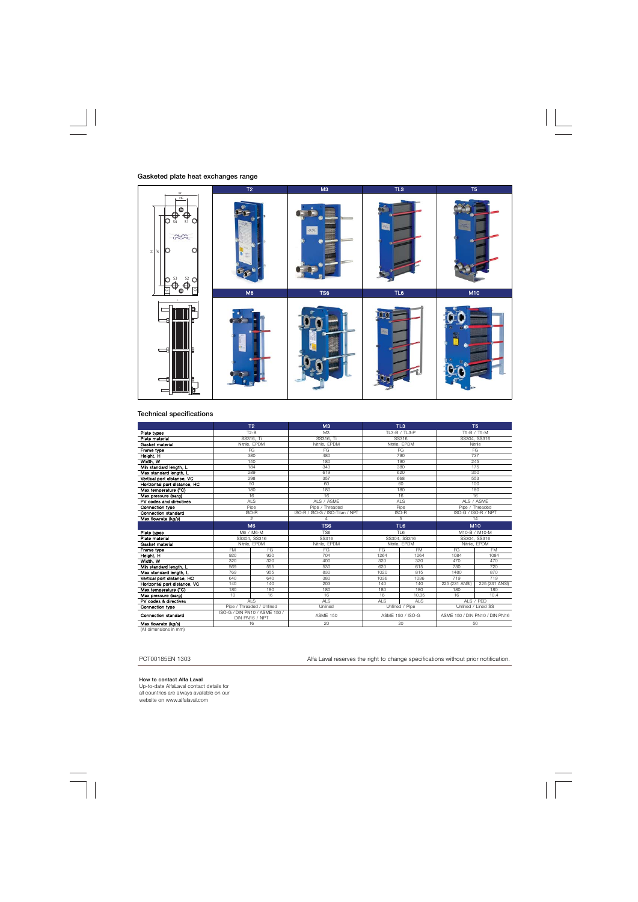## Gasketed plate heat exchanges range

T2 | M3 | TL3 | T5

M6 | TS6 | TL6 | M10

## Technical specifications

| | T2 | M3 | TL3 | T5 |
|---|---|---|---|---|
| Plate types | T2-B | M3 | TL3-B / TL3-P | T5-B / T5-M |
| Plate material | SS316, Ti | SS316, Ti | SS316 | SS304, SS316 |
| Gasket material | Nitrile, EPDM | Nitrile, EPDM | Nitrile, EPDM | Nitrile |
| Frame type | FG | FG | FG | FG |
| Height, H | 380 | 480 | 790 | 737 |
| Width, W | 140 | 180 | 190 | 245 |
| Min standard length, L | 184 | 343 | 380 | 175 |
| Max standard length, L | 289 | 619 | 620 | 350 |
| Vertical port distance, VC | 298 | 357 | 668 | 553 |
| Horizontal port distance, HC | 50 | 60 | 60 | 100 |
| Max temperature (°C) | 180 | 180 | 180 | 180 |
| Max pressure (barg) | 16 | 16 | 16 | 16 |
| PV codes and directives | ALS | ALS / ASME | ALS | ALS / ASME |
| Connection type | Pipe | Pipe / Threaded | Pipe | Pipe / Threaded |
| Connection standard | ISO-R | ISO-R / ISO-G / ISO-Titan / NPT | ISO-R | ISO-G / ISO-R / NPT |
| Max flowrate (kg/s) | 2 | 4 | 5 | 14 |

| | M6 | | TS6 | TL6 | | M10 | |
|---|---|---|---|---|---|---|---|
| Plate types | M6 / M6-M | | TS6 | TL6 | | M10-B / M10-M | |
| Plate material | SS304, SS316 | | SS316 | SS304, SS316 | | SS304, SS316 | |
| Gasket material | Nitrile, EPDM | | Nitrile, EPDM | Nitrile, EPDM | | Nitrile, EPDM | |
| Frame type | FM | FG | FG | FG | FM | FG | FM |
| Height, H | 920 | 920 | 704 | 1264 | 1264 | 1084 | 1084 |
| Width, W | 320 | 320 | 400 | 320 | 320 | 470 | 470 |
| Min standard length, L | 569 | 555 | 530 | 620 | 615 | 730 | 720 |
| Max standard length, L | 769 | 955 | 830 | 1020 | 815 | 1480 | 870 |
| Vertical port distance, HC | 640 | 640 | 380 | 1036 | 1036 | 719 | 719 |
| Horizontal port distance, VC | 140 | 140 | 203 | 140 | 140 | 225 (231 ANSI) | 225 (231 ANSI) |
| Max temperature (°C) | 180 | 180 | 180 | 180 | 180 | 180 | 180 |
| Max pressure (barg) | 10 | 16 | 16 | 16 | 10.35 | 16 | 10.4 |
| PV codes & directives | ALS | | ALS | ALS | ALS | ALS / PED | |
| Connection type | Pipe / Threaded / Unlined | | Unlined | Unlined / Pipe | | Unlined / Lined SS | |
| Connection standard | ISO-G / DIN PN10 / ASME 150 / DIN PN16 / NPT | | ASME 150 | ASME 150 / ISO-G | | ASME 150 / DIN PN10 / DIN PN16 | |
| Max flowrate (kg/s) | 16 | | 20 | 20 | | 50 | |

(All dimensions in mm)

PCT00185EN 1303

Alfa Laval reserves the right to change specifications without prior notification.

**How to contact Alfa Laval**
Up-to-date AlfaLaval contact details for all countries are always available on our website on www.alfalaval.com